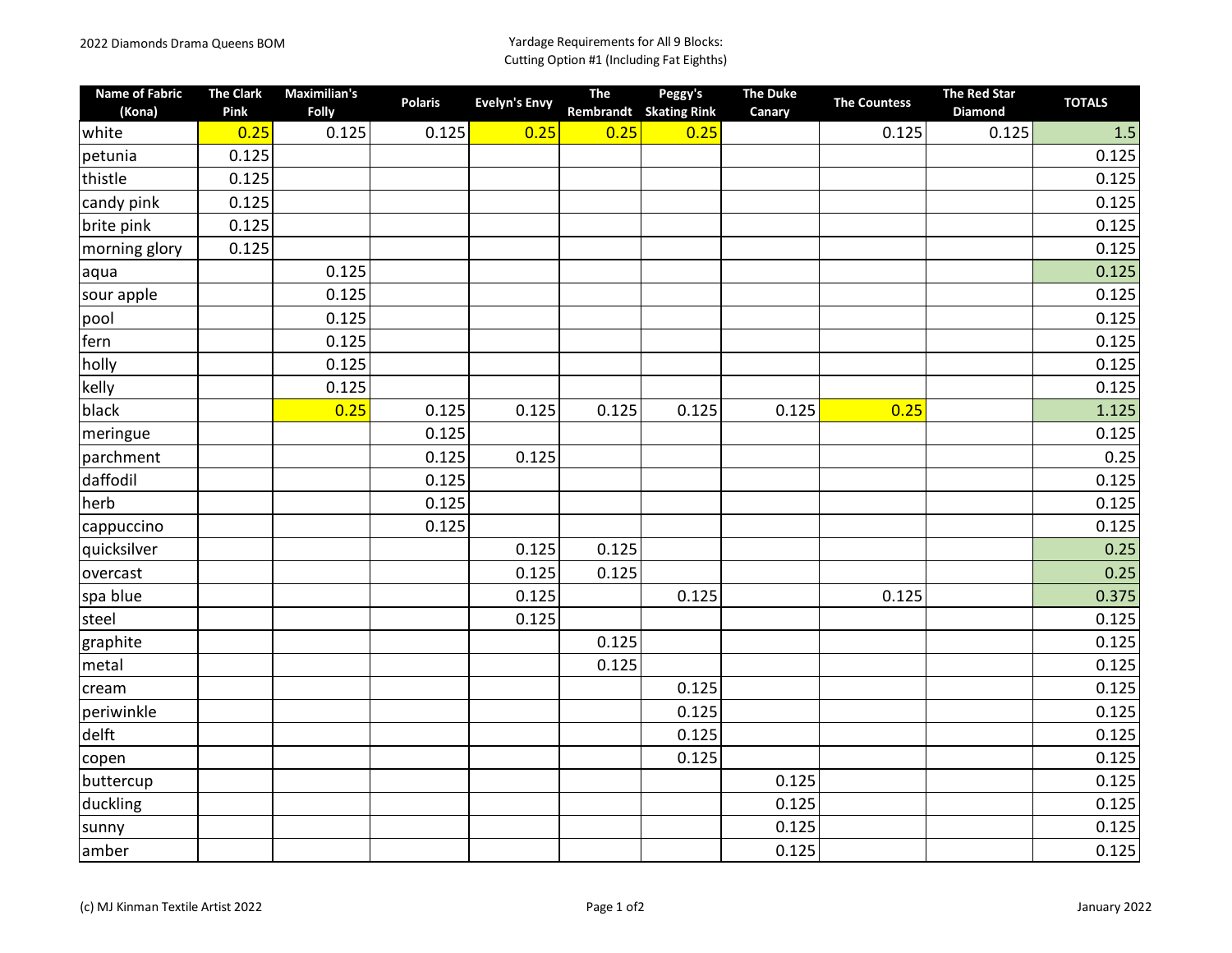2022 Diamonds Drama Queens BOM

Yardage Requirements for All 9 Blocks:
Cutting Option #1 (Including Fat Eighths)

| Name of Fabric (Kona) | The Clark Pink | Maximilian's Folly | Polaris | Evelyn's Envy | The Rembrandt | Peggy's Skating Rink | The Duke Canary | The Countess | The Red Star Diamond | TOTALS |
|---|---|---|---|---|---|---|---|---|---|---|
| white | 0.25 | 0.125 | 0.125 | 0.25 | 0.25 | 0.25 | | 0.125 | 0.125 | 1.5 |
| petunia | 0.125 | | | | | | | | | 0.125 |
| thistle | 0.125 | | | | | | | | | 0.125 |
| candy pink | 0.125 | | | | | | | | | 0.125 |
| brite pink | 0.125 | | | | | | | | | 0.125 |
| morning glory | 0.125 | | | | | | | | | 0.125 |
| aqua | | 0.125 | | | | | | | | 0.125 |
| sour apple | | 0.125 | | | | | | | | 0.125 |
| pool | | 0.125 | | | | | | | | 0.125 |
| fern | | 0.125 | | | | | | | | 0.125 |
| holly | | 0.125 | | | | | | | | 0.125 |
| kelly | | 0.125 | | | | | | | | 0.125 |
| black | | 0.25 | 0.125 | 0.125 | 0.125 | 0.125 | 0.125 | 0.25 | | 1.125 |
| meringue | | | 0.125 | | | | | | | 0.125 |
| parchment | | | 0.125 | 0.125 | | | | | | 0.25 |
| daffodil | | | 0.125 | | | | | | | 0.125 |
| herb | | | 0.125 | | | | | | | 0.125 |
| cappuccino | | | 0.125 | | | | | | | 0.125 |
| quicksilver | | | | 0.125 | 0.125 | | | | | 0.25 |
| overcast | | | | 0.125 | 0.125 | | | | | 0.25 |
| spa blue | | | | 0.125 | | 0.125 | | 0.125 | | 0.375 |
| steel | | | | 0.125 | | | | | | 0.125 |
| graphite | | | | | 0.125 | | | | | 0.125 |
| metal | | | | | 0.125 | | | | | 0.125 |
| cream | | | | | | 0.125 | | | | 0.125 |
| periwinkle | | | | | | 0.125 | | | | 0.125 |
| delft | | | | | | 0.125 | | | | 0.125 |
| copen | | | | | | 0.125 | | | | 0.125 |
| buttercup | | | | | | | 0.125 | | | 0.125 |
| duckling | | | | | | | 0.125 | | | 0.125 |
| sunny | | | | | | | 0.125 | | | 0.125 |
| amber | | | | | | | 0.125 | | | 0.125 |

(c) MJ Kinman Textile Artist 2022

January 2022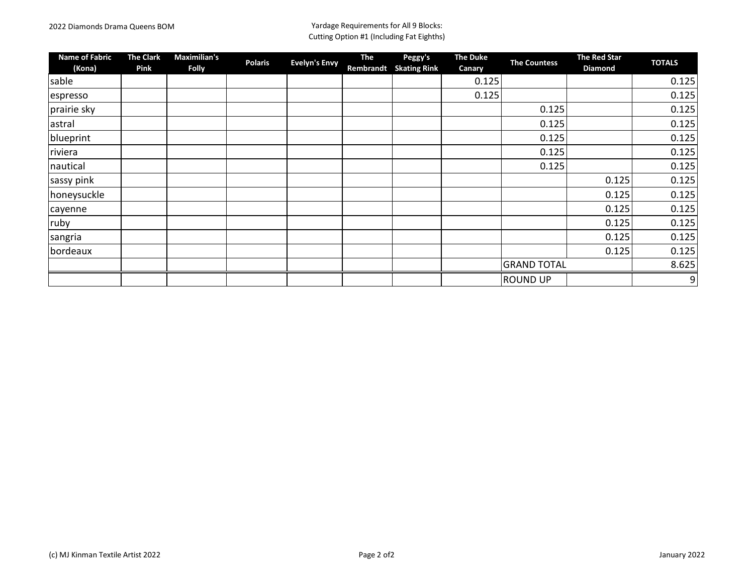Yardage Requirements for All 9 Blocks:
Cutting Option #1 (Including Fat Eighths)

| Name of Fabric (Kona) | The Clark Pink | Maximilian's Folly | Polaris | Evelyn's Envy | The Rembrandt | Peggy's Skating Rink | The Duke Canary | The Countess | The Red Star Diamond | TOTALS |
|---|---|---|---|---|---|---|---|---|---|---|
| sable | | | | | | | 0.125 | | | 0.125 |
| espresso | | | | | | | 0.125 | | | 0.125 |
| prairie sky | | | | | | | | 0.125 | | 0.125 |
| astral | | | | | | | | 0.125 | | 0.125 |
| blueprint | | | | | | | | 0.125 | | 0.125 |
| riviera | | | | | | | | 0.125 | | 0.125 |
| nautical | | | | | | | | 0.125 | | 0.125 |
| sassy pink | | | | | | | | | 0.125 | 0.125 |
| honeysuckle | | | | | | | | | 0.125 | 0.125 |
| cayenne | | | | | | | | | 0.125 | 0.125 |
| ruby | | | | | | | | | 0.125 | 0.125 |
| sangria | | | | | | | | | 0.125 | 0.125 |
| bordeaux | | | | | | | | | 0.125 | 0.125 |
| | | | | | | | | GRAND TOTAL | | 8.625 |
| | | | | | | | | ROUND UP | | 9 |

(c) MJ Kinman Textile Artist 2022

January 2022